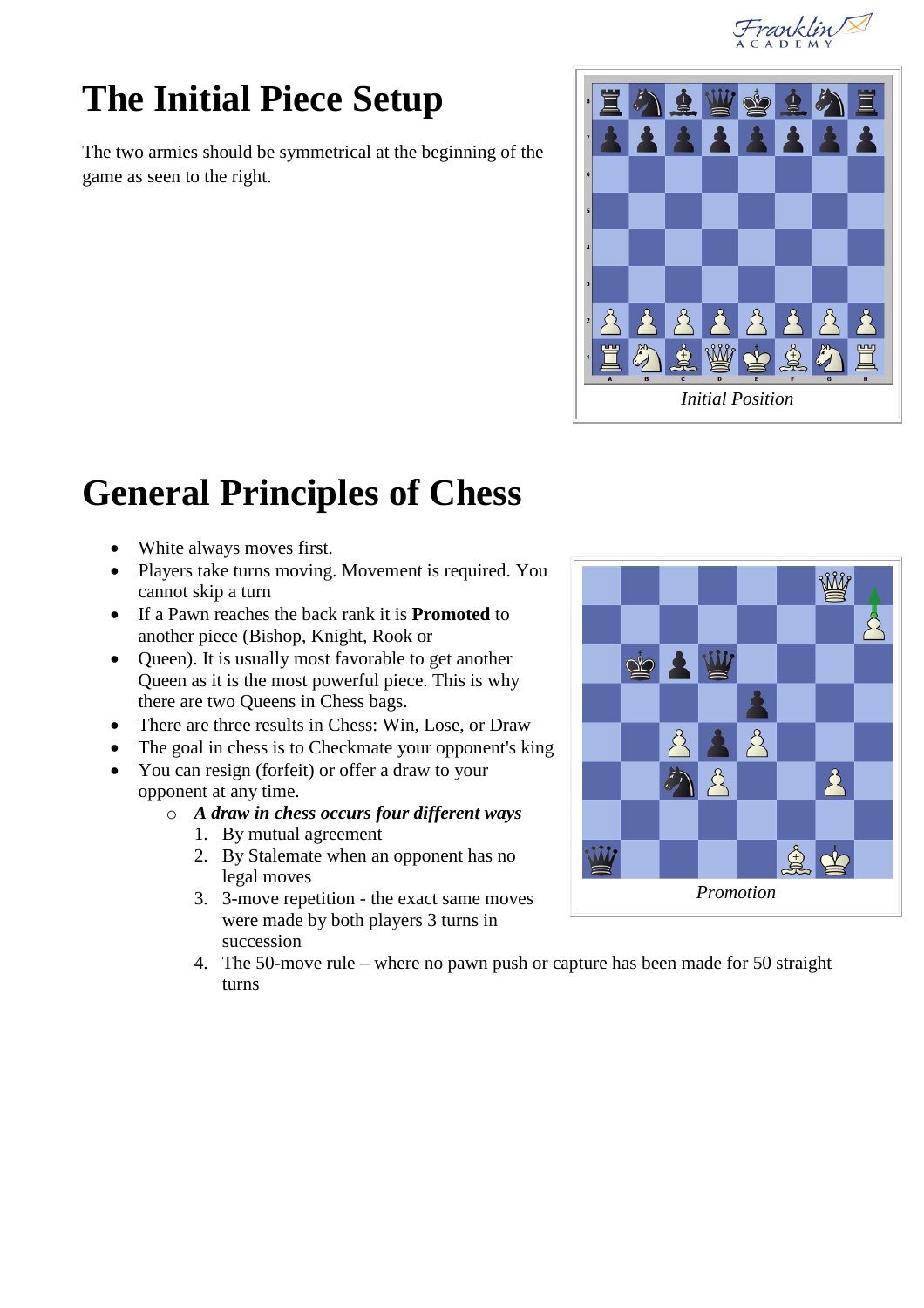# The Initial Piece Setup

The two armies should be symmetrical at the beginning of the game as seen to the right.

*Initial Position*

# General Principles of Chess

- White always moves first.
- Players take turns moving. Movement is required. You cannot skip a turn
- If a Pawn reaches the back rank it is **Promoted** to another piece (Bishop, Knight, Rook or
- Queen). It is usually most favorable to get another Queen as it is the most powerful piece. This is why there are two Queens in Chess bags.
- There are three results in Chess: Win, Lose, or Draw
- The goal in chess is to Checkmate your opponent's king
- You can resign (forfeit) or offer a draw to your opponent at any time.
  - ***A draw in chess occurs four different ways***
    1. By mutual agreement
    2. By Stalemate when an opponent has no legal moves
    3. 3-move repetition - the exact same moves were made by both players 3 turns in succession
    4. The 50-move rule – where no pawn push or capture has been made for 50 straight turns

*Promotion*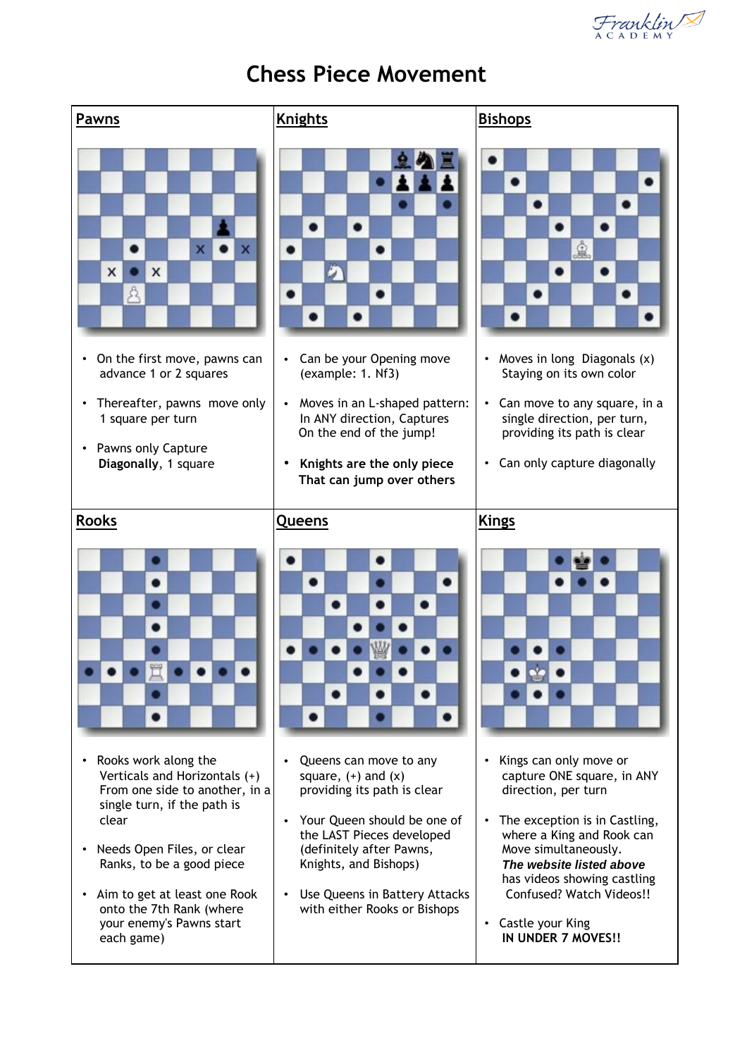Franklin ACADEMY

# Chess Piece Movement

## Pawns

- On the first move, pawns can advance 1 or 2 squares
- Thereafter, pawns move only 1 square per turn
- Pawns only Capture **Diagonally**, 1 square

## Knights

- Can be your Opening move (example: 1. Nf3)
- Moves in an L-shaped pattern: In ANY direction, Captures On the end of the jump!
- **Knights are the only piece That can jump over others**

## Bishops

- Moves in long Diagonals (x) Staying on its own color
- Can move to any square, in a single direction, per turn, providing its path is clear
- Can only capture diagonally

## Rooks

- Rooks work along the Verticals and Horizontals (+) From one side to another, in a single turn, if the path is clear
- Needs Open Files, or clear Ranks, to be a good piece
- Aim to get at least one Rook onto the 7th Rank (where your enemy's Pawns start each game)

## Queens

- Queens can move to any square, (+) and (x) providing its path is clear
- Your Queen should be one of the LAST Pieces developed (definitely after Pawns, Knights, and Bishops)
- Use Queens in Battery Attacks with either Rooks or Bishops

## Kings

- Kings can only move or capture ONE square, in ANY direction, per turn
- The exception is in Castling, where a King and Rook can Move simultaneously. ***The website listed above*** has videos showing castling Confused? Watch Videos!!
- Castle your King **IN UNDER 7 MOVES!!**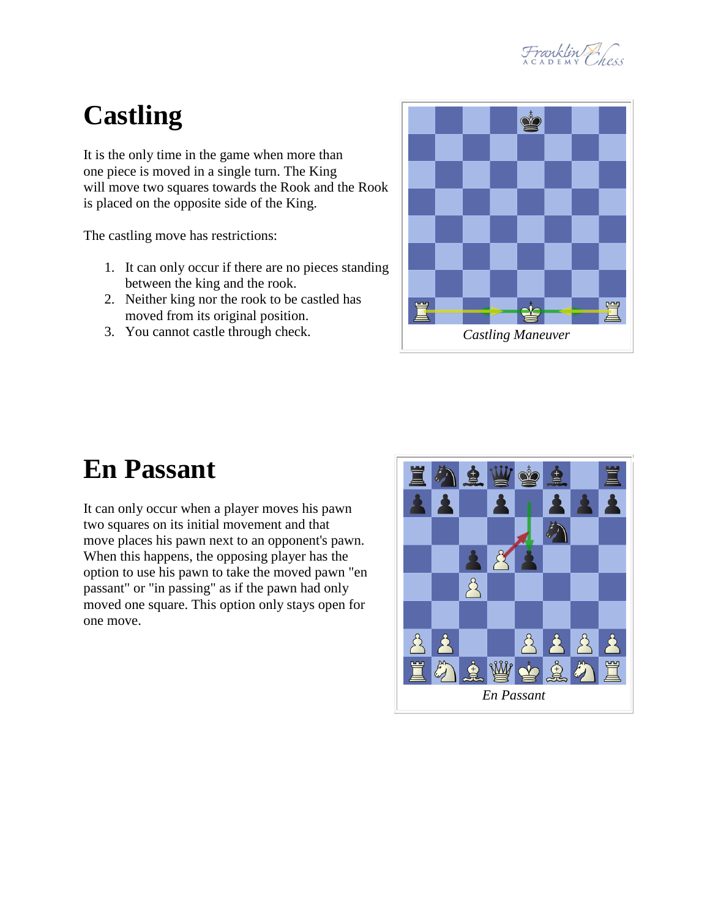# Castling

It is the only time in the game when more than one piece is moved in a single turn. The King will move two squares towards the Rook and the Rook is placed on the opposite side of the King.

The castling move has restrictions:

1. It can only occur if there are no pieces standing between the king and the rook.
2. Neither king nor the rook to be castled has moved from its original position.
3. You cannot castle through check.

*Castling Maneuver*

# En Passant

It can only occur when a player moves his pawn two squares on its initial movement and that move places his pawn next to an opponent's pawn. When this happens, the opposing player has the option to use his pawn to take the moved pawn "en passant" or "in passing" as if the pawn had only moved one square. This option only stays open for one move.

*En Passant*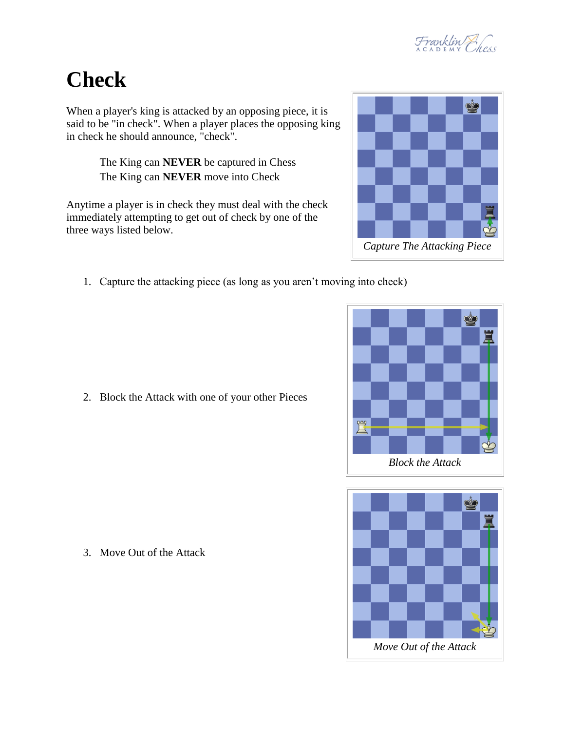# Check

When a player's king is attacked by an opposing piece, it is said to be "in check". When a player places the opposing king in check he should announce, "check".

> The King can **NEVER** be captured in Chess
> The King can **NEVER** move into Check

Anytime a player is in check they must deal with the check immediately attempting to get out of check by one of the three ways listed below.

*Capture The Attacking Piece*

1. Capture the attacking piece (as long as you aren't moving into check)

2. Block the Attack with one of your other Pieces

*Block the Attack*

3. Move Out of the Attack

*Move Out of the Attack*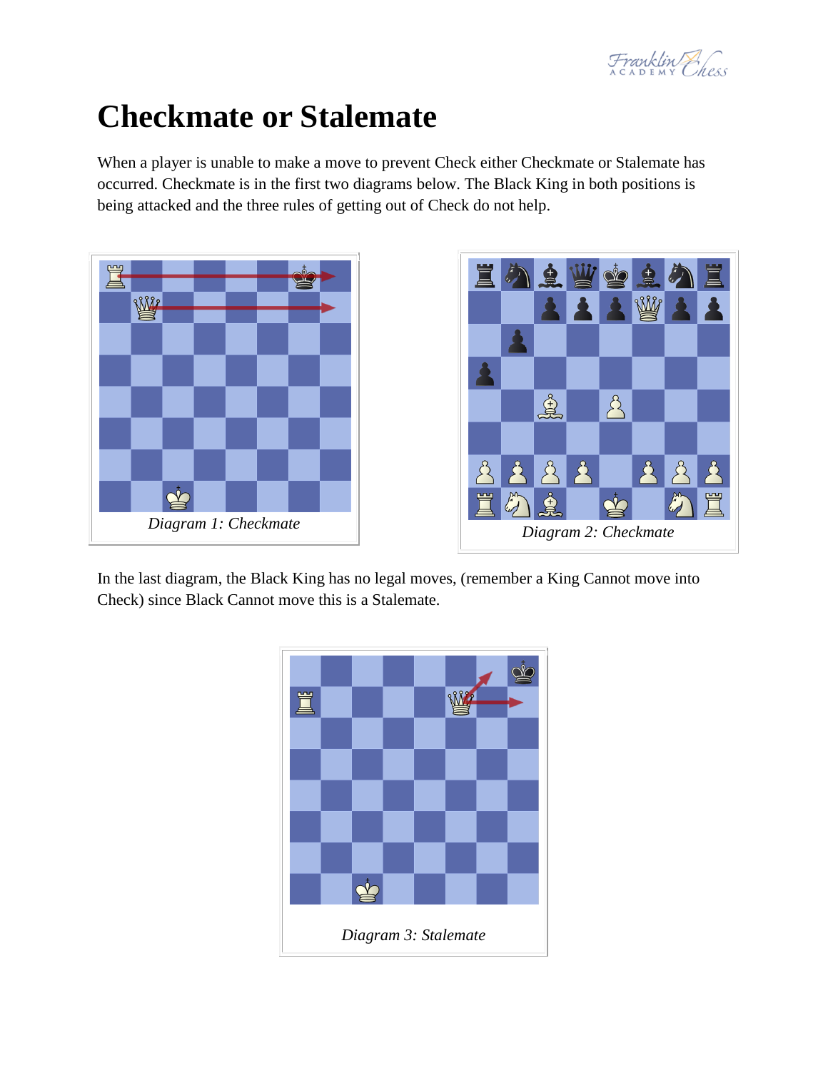# Checkmate or Stalemate

When a player is unable to make a move to prevent Check either Checkmate or Stalemate has occurred. Checkmate is in the first two diagrams below. The Black King in both positions is being attacked and the three rules of getting out of Check do not help.

*Diagram 1: Checkmate*

*Diagram 2: Checkmate*

In the last diagram, the Black King has no legal moves, (remember a King Cannot move into Check) since Black Cannot move this is a Stalemate.

*Diagram 3: Stalemate*